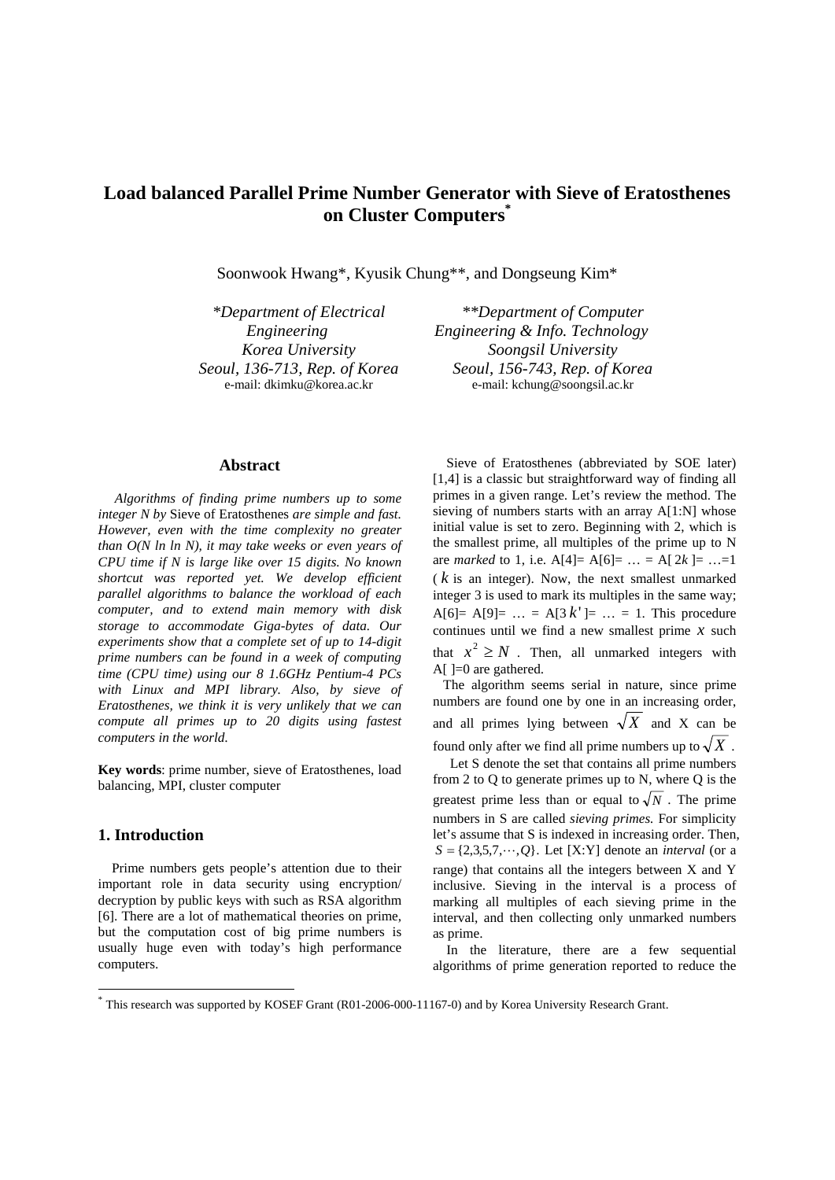# Load balanced Parallel Prime Number Generator with Sieve of Eratosthenes on Cluster Computers[*]

Soonwook Hwang*, Kyusik Chung**, and Dongseung Kim*

*\*Department of Electrical Engineering*
*Korea University*
*Seoul, 136-713, Rep. of Korea*
e-mail: dkimku@korea.ac.kr

*\*\*Department of Computer Engineering & Info. Technology*
*Soongsil University*
*Seoul, 156-743, Rep. of Korea*
e-mail: kchung@soongsil.ac.kr

## Abstract

*Algorithms of finding prime numbers up to some integer N by* Sieve of Eratosthenes *are simple and fast. However, even with the time complexity no greater than O(N ln ln N), it may take weeks or even years of CPU time if N is large like over 15 digits. No known shortcut was reported yet. We develop efficient parallel algorithms to balance the workload of each computer, and to extend main memory with disk storage to accommodate Giga-bytes of data. Our experiments show that a complete set of up to 14-digit prime numbers can be found in a week of computing time (CPU time) using our 8 1.6GHz Pentium-4 PCs with Linux and MPI library. Also, by sieve of Eratosthenes, we think it is very unlikely that we can compute all primes up to 20 digits using fastest computers in the world.*

**Key words**: prime number, sieve of Eratosthenes, load balancing, MPI, cluster computer

## 1. Introduction

Prime numbers gets people's attention due to their important role in data security using encryption/ decryption by public keys with such as RSA algorithm [6]. There are a lot of mathematical theories on prime, but the computation cost of big prime numbers is usually huge even with today's high performance computers.

Sieve of Eratosthenes (abbreviated by SOE later) [1,4] is a classic but straightforward way of finding all primes in a given range. Let's review the method. The sieving of numbers starts with an array A[1:N] whose initial value is set to zero. Beginning with 2, which is the smallest prime, all multiples of the prime up to N are *marked* to 1, i.e. A[4]= A[6]= … = A[ $2k$ ]= …=1 ( $k$ is an integer). Now, the next smallest unmarked integer 3 is used to mark its multiples in the same way; A[6]= A[9]= … = A[3 $k'$ ]= … = 1. This procedure continues until we find a new smallest prime $x$ such that $x^2 \geq N$ . Then, all unmarked integers with A[ ]=0 are gathered.

The algorithm seems serial in nature, since prime numbers are found one by one in an increasing order, and all primes lying between $\sqrt{X}$ and X can be found only after we find all prime numbers up to $\sqrt{X}$ .

Let S denote the set that contains all prime numbers from 2 to Q to generate primes up to N, where Q is the greatest prime less than or equal to $\sqrt{N}$ . The prime numbers in S are called *sieving primes.* For simplicity let's assume that S is indexed in increasing order. Then, $S = \{2,3,5,7,\cdots,Q\}$. Let [X:Y] denote an *interval* (or a range) that contains all the integers between X and Y inclusive. Sieving in the interval is a process of marking all multiples of each sieving prime in the interval, and then collecting only unmarked numbers as prime.

In the literature, there are a few sequential algorithms of prime generation reported to reduce the

[*] This research was supported by KOSEF Grant (R01-2006-000-11167-0) and by Korea University Research Grant.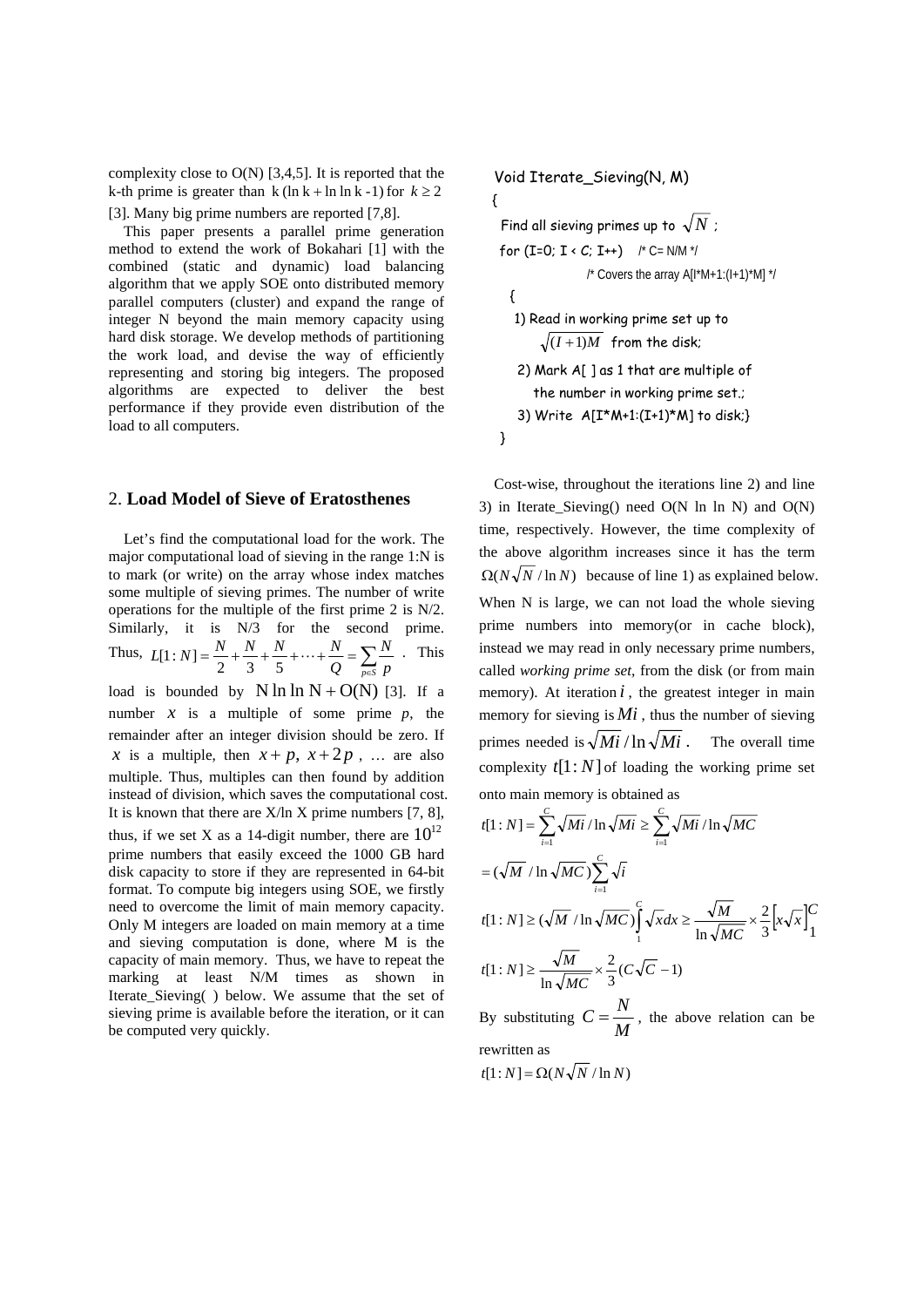complexity close to O(N) [3,4,5]. It is reported that the k-th prime is greater than $k(\ln k + \ln\ln k - 1)$ for $k \geq 2$ [3]. Many big prime numbers are reported [7,8].

This paper presents a parallel prime generation method to extend the work of Bokahari [1] with the combined (static and dynamic) load balancing algorithm that we apply SOE onto distributed memory parallel computers (cluster) and expand the range of integer N beyond the main memory capacity using hard disk storage. We develop methods of partitioning the work load, and devise the way of efficiently representing and storing big integers. The proposed algorithms are expected to deliver the best performance if they provide even distribution of the load to all computers.

## 2. **Load Model of Sieve of Eratosthenes**

Let's find the computational load for the work. The major computational load of sieving in the range 1:N is to mark (or write) on the array whose index matches some multiple of sieving primes. The number of write operations for the multiple of the first prime 2 is N/2. Similarly, it is N/3 for the second prime. Thus, $L[1:N] = \frac{N}{2} + \frac{N}{3} + \frac{N}{5} + \cdots + \frac{N}{Q} = \sum_{p \in S} \frac{N}{p}$ . This load is bounded by $N \ln\ln N + O(N)$ [3]. If a number $x$ is a multiple of some prime $p$, the remainder after an integer division should be zero. If $x$ is a multiple, then $x+p$, $x+2p$ , … are also multiple. Thus, multiples can then found by addition instead of division, which saves the computational cost. It is known that there are X/ln X prime numbers [7, 8], thus, if we set X as a 14-digit number, there are $10^{12}$ prime numbers that easily exceed the 1000 GB hard disk capacity to store if they are represented in 64-bit format. To compute big integers using SOE, we firstly need to overcome the limit of main memory capacity. Only M integers are loaded on main memory at a time and sieving computation is done, where M is the capacity of main memory. Thus, we have to repeat the marking at least N/M times as shown in Iterate_Sieving( ) below. We assume that the set of sieving prime is available before the iteration, or it can be computed very quickly.

```
Void Iterate_Sieving(N, M)
{
  Find all sieving primes up to √N ;
  for (I=0; I < C; I++)    /* C= N/M */
                  /* Covers the array A[I*M+1:(I+1)*M] */
  {
    1) Read in working prime set up to
         √((I+1)M)  from the disk;
    2) Mark A[ ] as 1 that are multiple of
         the number in working prime set.;
    3) Write  A[I*M+1:(I+1)*M] to disk;}
}
```

Cost-wise, throughout the iterations line 2) and line 3) in Iterate_Sieving() need O(N ln ln N) and O(N) time, respectively. However, the time complexity of the above algorithm increases since it has the term $\Omega(N\sqrt{N}/\ln N)$ because of line 1) as explained below. When N is large, we can not load the whole sieving prime numbers into memory(or in cache block), instead we may read in only necessary prime numbers, called *working prime set*, from the disk (or from main memory). At iteration $i$, the greatest integer in main memory for sieving is $Mi$, thus the number of sieving primes needed is $\sqrt{Mi}/\ln\sqrt{Mi}$ . The overall time complexity $t[1:N]$ of loading the working prime set onto main memory is obtained as

$$t[1:N] = \sum_{i=1}^{C} \sqrt{Mi}/\ln\sqrt{Mi} \geq \sum_{i=1}^{C} \sqrt{Mi}/\ln\sqrt{MC}$$

$$= (\sqrt{M}/\ln\sqrt{MC})\sum_{i=1}^{C}\sqrt{i}$$

$$t[1:N] \geq (\sqrt{M}/\ln\sqrt{MC})\int_{1}^{C}\sqrt{x}\,dx \geq \frac{\sqrt{M}}{\ln\sqrt{MC}} \times \frac{2}{3}\left[x\sqrt{x}\right]_1^C$$

$$t[1:N] \geq \frac{\sqrt{M}}{\ln\sqrt{MC}} \times \frac{2}{3}(C\sqrt{C}-1)$$

By substituting $C = \frac{N}{M}$, the above relation can be rewritten as

$$t[1:N] = \Omega(N\sqrt{N}/\ln N)$$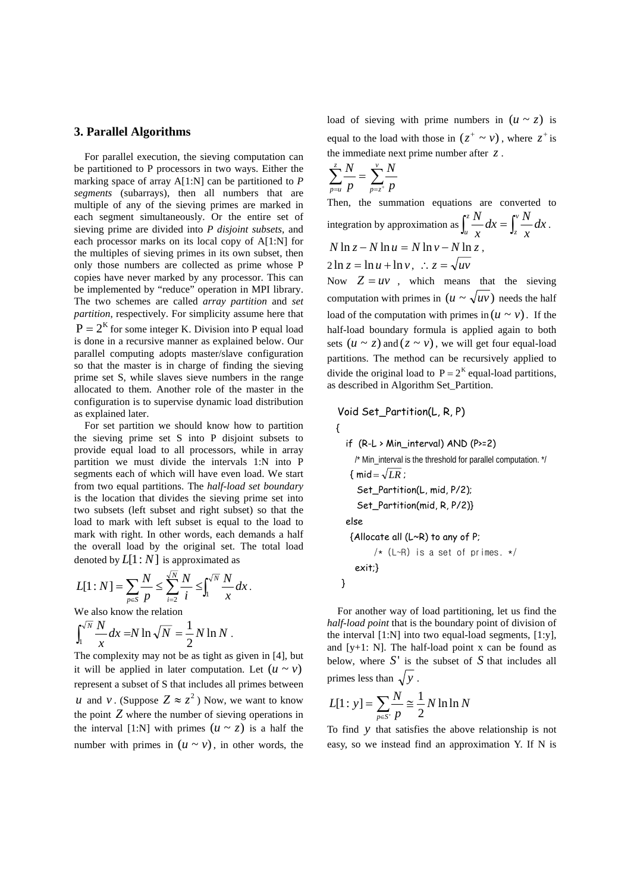## 3. Parallel Algorithms

For parallel execution, the sieving computation can be partitioned to P processors in two ways. Either the marking space of array A[1:N] can be partitioned to *P segments* (subarrays), then all numbers that are multiple of any of the sieving primes are marked in each segment simultaneously. Or the entire set of sieving prime are divided into *P disjoint subsets*, and each processor marks on its local copy of A[1:N] for the multiples of sieving primes in its own subset, then only those numbers are collected as prime whose P copies have never marked by any processor. This can be implemented by "reduce" operation in MPI library. The two schemes are called *array partition* and *set partition*, respectively. For simplicity assume here that $\mathrm{P} = 2^{\mathrm{K}}$ for some integer K. Division into P equal load is done in a recursive manner as explained below. Our parallel computing adopts master/slave configuration so that the master is in charge of finding the sieving prime set S, while slaves sieve numbers in the range allocated to them. Another role of the master in the configuration is to supervise dynamic load distribution as explained later.

For set partition we should know how to partition the sieving prime set S into P disjoint subsets to provide equal load to all processors, while in array partition we must divide the intervals 1:N into P segments each of which will have even load. We start from two equal partitions. The *half-load set boundary* is the location that divides the sieving prime set into two subsets (left subset and right subset) so that the load to mark with left subset is equal to the load to mark with right. In other words, each demands a half the overall load by the original set. The total load denoted by $L[1:N]$ is approximated as

$$L[1:N] = \sum_{p \in S} \frac{N}{p} \leq \sum_{i=2}^{\sqrt{N}} \frac{N}{i} \leq \int_{1}^{\sqrt{N}} \frac{N}{x} dx .$$

We also know the relation

$$\int_{1}^{\sqrt{N}} \frac{N}{x} dx = N \ln \sqrt{N} = \frac{1}{2} N \ln N .$$

The complexity may not be as tight as given in [4], but it will be applied in later computation. Let $(u \sim v)$ represent a subset of S that includes all primes between $u$ and $v$. (Suppose $Z \approx z^2$) Now, we want to know the point $Z$ where the number of sieving operations in the interval [1:N] with primes $(u \sim z)$ is a half the number with primes in $(u \sim v)$, in other words, the load of sieving with prime numbers in $(u \sim z)$ is equal to the load with those in $(z^{+} \sim v)$, where $z^{+}$ is the immediate next prime number after $z$.

$$\sum_{p=u}^{z} \frac{N}{p} = \sum_{p=z^{+}}^{v} \frac{N}{p}$$

Then, the summation equations are converted to integration by approximation as $\int_{u}^{z} \frac{N}{x} dx = \int_{z}^{v} \frac{N}{x} dx$.

$N \ln z - N \ln u = N \ln v - N \ln z$,

$2 \ln z = \ln u + \ln v, \ \therefore z = \sqrt{uv}$

Now $Z = uv$, which means that the sieving computation with primes in $(u \sim \sqrt{uv})$ needs the half load of the computation with primes in $(u \sim v)$. If the half-load boundary formula is applied again to both sets $(u \sim z)$ and $(z \sim v)$, we will get four equal-load partitions. The method can be recursively applied to divide the original load to $\mathrm{P} = 2^{\mathrm{K}}$ equal-load partitions, as described in Algorithm Set_Partition.

```
Void Set_Partition(L, R, P)
{
   if  (R-L > Min_interval) AND (P>=2)
      /* Min_interval is the threshold for parallel computation. */
    { mid = √(LR) ;
      Set_Partition(L, mid, P/2);
      Set_Partition(mid, R, P/2)}
   else
    {Allocate all (L~R) to any of P;
         /* (L~R) is a set of primes. */
     exit;}
 }
```

For another way of load partitioning, let us find the *half-load point* that is the boundary point of division of the interval [1:N] into two equal-load segments, [1:y], and [y+1: N]. The half-load point x can be found as below, where $S'$ is the subset of $S$ that includes all primes less than $\sqrt{y}$.

$$L[1:y] = \sum_{p \in S'} \frac{N}{p} \cong \frac{1}{2} N \ln \ln N$$

To find $y$ that satisfies the above relationship is not easy, so we instead find an approximation Y. If N is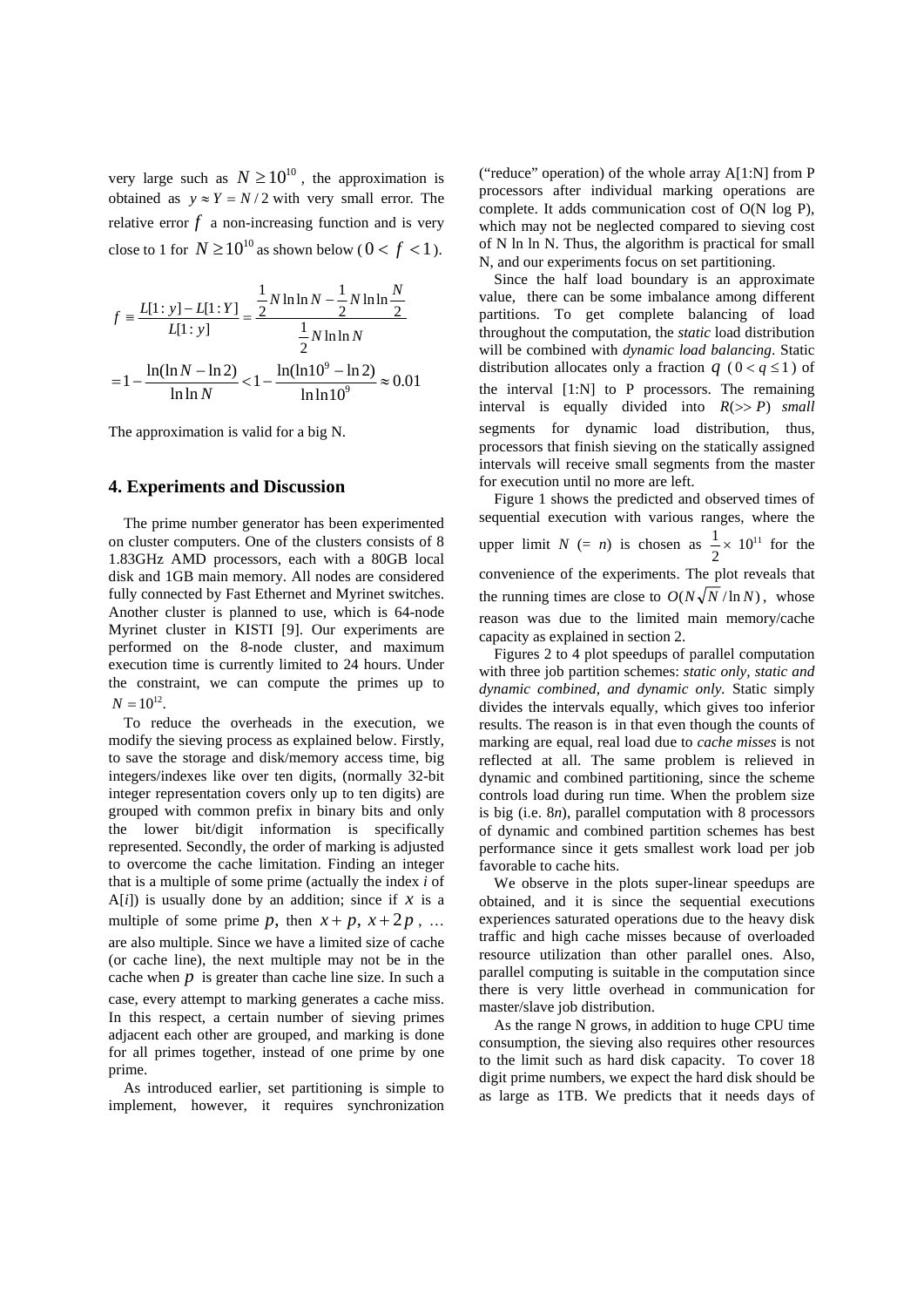very large such as $N \geq 10^{10}$, the approximation is obtained as $y \approx Y = N/2$ with very small error. The relative error $f$ a non-increasing function and is very close to 1 for $N \geq 10^{10}$ as shown below ($0 < f < 1$).

$$f \equiv \frac{L[1:y] - L[1:Y]}{L[1:y]} = \frac{\frac{1}{2}N \ln\ln N - \frac{1}{2}N \ln\ln \frac{N}{2}}{\frac{1}{2}N \ln\ln N}$$

$$= 1 - \frac{\ln(\ln N - \ln 2)}{\ln\ln N} < 1 - \frac{\ln(\ln 10^9 - \ln 2)}{\ln\ln 10^9} \approx 0.01$$

The approximation is valid for a big N.

## 4. Experiments and Discussion

The prime number generator has been experimented on cluster computers. One of the clusters consists of 8 1.83GHz AMD processors, each with a 80GB local disk and 1GB main memory. All nodes are considered fully connected by Fast Ethernet and Myrinet switches. Another cluster is planned to use, which is 64-node Myrinet cluster in KISTI [9]. Our experiments are performed on the 8-node cluster, and maximum execution time is currently limited to 24 hours. Under the constraint, we can compute the primes up to $N = 10^{12}$.

To reduce the overheads in the execution, we modify the sieving process as explained below. Firstly, to save the storage and disk/memory access time, big integers/indexes like over ten digits, (normally 32-bit integer representation covers only up to ten digits) are grouped with common prefix in binary bits and only the lower bit/digit information is specifically represented. Secondly, the order of marking is adjusted to overcome the cache limitation. Finding an integer that is a multiple of some prime (actually the index *i* of A[*i*]) is usually done by an addition; since if $x$ is a multiple of some prime $p$, then $x + p$, $x + 2p$, … are also multiple. Since we have a limited size of cache (or cache line), the next multiple may not be in the cache when $p$ is greater than cache line size. In such a case, every attempt to marking generates a cache miss. In this respect, a certain number of sieving primes adjacent each other are grouped, and marking is done for all primes together, instead of one prime by one prime.

As introduced earlier, set partitioning is simple to implement, however, it requires synchronization ("reduce" operation) of the whole array A[1:N] from P processors after individual marking operations are complete. It adds communication cost of O(N log P), which may not be neglected compared to sieving cost of N ln ln N. Thus, the algorithm is practical for small N, and our experiments focus on set partitioning.

Since the half load boundary is an approximate value, there can be some imbalance among different partitions. To get complete balancing of load throughout the computation, the *static* load distribution will be combined with *dynamic load balancing*. Static distribution allocates only a fraction $q$ ($0 < q \leq 1$) of the interval [1:N] to P processors. The remaining interval is equally divided into $R(>> P)$ *small* segments for dynamic load distribution, thus, processors that finish sieving on the statically assigned intervals will receive small segments from the master for execution until no more are left.

Figure 1 shows the predicted and observed times of sequential execution with various ranges, where the upper limit $N$ (= $n$) is chosen as $\frac{1}{2} \times 10^{11}$ for the convenience of the experiments. The plot reveals that the running times are close to $O(N\sqrt{N}/\ln N)$, whose reason was due to the limited main memory/cache capacity as explained in section 2.

Figures 2 to 4 plot speedups of parallel computation with three job partition schemes: *static only, static and dynamic combined, and dynamic only.* Static simply divides the intervals equally, which gives too inferior results. The reason is in that even though the counts of marking are equal, real load due to *cache misses* is not reflected at all. The same problem is relieved in dynamic and combined partitioning, since the scheme controls load during run time. When the problem size is big (i.e. 8*n*), parallel computation with 8 processors of dynamic and combined partition schemes has best performance since it gets smallest work load per job favorable to cache hits.

We observe in the plots super-linear speedups are obtained, and it is since the sequential executions experiences saturated operations due to the heavy disk traffic and high cache misses because of overloaded resource utilization than other parallel ones. Also, parallel computing is suitable in the computation since there is very little overhead in communication for master/slave job distribution.

As the range N grows, in addition to huge CPU time consumption, the sieving also requires other resources to the limit such as hard disk capacity. To cover 18 digit prime numbers, we expect the hard disk should be as large as 1TB. We predicts that it needs days of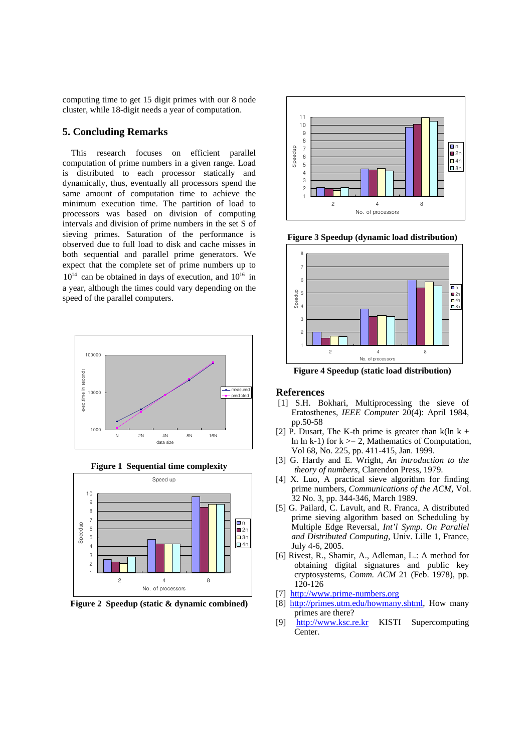computing time to get 15 digit primes with our 8 node cluster, while 18-digit needs a year of computation.

## 5. Concluding Remarks

This research focuses on efficient parallel computation of prime numbers in a given range. Load is distributed to each processor statically and dynamically, thus, eventually all processors spend the same amount of computation time to achieve the minimum execution time. The partition of load to processors was based on division of computing intervals and division of prime numbers in the set S of sieving primes. Saturation of the performance is observed due to full load to disk and cache misses in both sequential and parallel prime generators. We expect that the complete set of prime numbers up to $10^{14}$ can be obtained in days of execution, and $10^{16}$ in a year, although the times could vary depending on the speed of the parallel computers.

100000
10000
1000
exec. time in seconds
N 2N 4N 8N 16N
data size
measured
predicted

**Figure 1 Sequential time complexity**

Speed up
10 9 8 7 6 5 4 3 2 1
Speedup
2 4 8
No. of processors
n
2n
3n
4n

**Figure 2 Speedup (static & dynamic combined)**

11 10 9 8 7 6 5 4 3 2 1
Speedup
2 4 8
No. of processors
n
2n
4n
8n

**Figure 3 Speedup (dynamic load distribution)**

8 7 6 5 4 3 2 1
Speedup
2 4 8
No. of processors
n
2n
4n
8n

**Figure 4 Speedup (static load distribution)**

## References

[1] S.H. Bokhari, Multiprocessing the sieve of Eratosthenes, *IEEE Computer* 20(4): April 1984, pp.50-58

[2] P. Dusart, The K-th prime is greater than k(ln k + ln ln k-1) for k >= 2, Mathematics of Computation, Vol 68, No. 225, pp. 411-415, Jan. 1999.

[3] G. Hardy and E. Wright, *An introduction to the theory of numbers*, Clarendon Press, 1979.

[4] X. Luo, A practical sieve algorithm for finding prime numbers, *Communications of the ACM*, Vol. 32 No. 3, pp. 344-346, March 1989.

[5] G. Paillard, C. Lavult, and R. Franca, A distributed prime sieving algorithm based on Scheduling by Multiple Edge Reversal, *Int'l Symp. On Parallel and Distributed Computing*, Univ. Lille 1, France, July 4-6, 2005.

[6] Rivest, R., Shamir, A., Adleman, L.: A method for obtaining digital signatures and public key cryptosystems, *Comm. ACM* 21 (Feb. 1978), pp. 120-126

[7] http://www.prime-numbers.org

[8] http://primes.utm.edu/howmany.shtml, How many primes are there?

[9] http://www.ksc.re.kr KISTI Supercomputing Center.